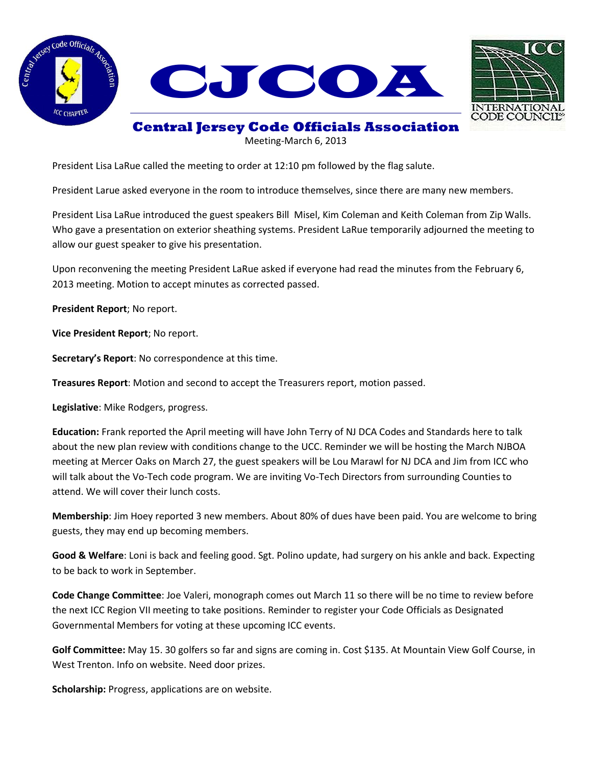# CJCOA

## Central Jersey Code Officials Association

Meeting-March 6, 2013

President Lisa LaRue called the meeting to order at 12:10 pm followed by the flag salute.

President Larue asked everyone in the room to introduce themselves, since there are many new members.

President Lisa LaRue introduced the guest speakers Bill Misel, Kim Coleman and Keith Coleman from Zip Walls. Who gave a presentation on exterior sheathing systems. President LaRue temporarily adjourned the meeting to allow our guest speaker to give his presentation.

Upon reconvening the meeting President LaRue asked if everyone had read the minutes from the February 6, 2013 meeting. Motion to accept minutes as corrected passed.

**President Report**; No report.

**Vice President Report**; No report.

**Secretary's Report**: No correspondence at this time.

**Treasures Report**: Motion and second to accept the Treasurers report, motion passed.

**Legislative**: Mike Rodgers, progress.

**Education:** Frank reported the April meeting will have John Terry of NJ DCA Codes and Standards here to talk about the new plan review with conditions change to the UCC. Reminder we will be hosting the March NJBOA meeting at Mercer Oaks on March 27, the guest speakers will be Lou Marawl for NJ DCA and Jim from ICC who will talk about the Vo-Tech code program. We are inviting Vo-Tech Directors from surrounding Counties to attend. We will cover their lunch costs.

**Membership**: Jim Hoey reported 3 new members. About 80% of dues have been paid. You are welcome to bring guests, they may end up becoming members.

**Good & Welfare**: Loni is back and feeling good. Sgt. Polino update, had surgery on his ankle and back. Expecting to be back to work in September.

**Code Change Committee**: Joe Valeri, monograph comes out March 11 so there will be no time to review before the next ICC Region VII meeting to take positions. Reminder to register your Code Officials as Designated Governmental Members for voting at these upcoming ICC events.

**Golf Committee:** May 15. 30 golfers so far and signs are coming in. Cost $135. At Mountain View Golf Course, in West Trenton. Info on website. Need door prizes.

**Scholarship:** Progress, applications are on website.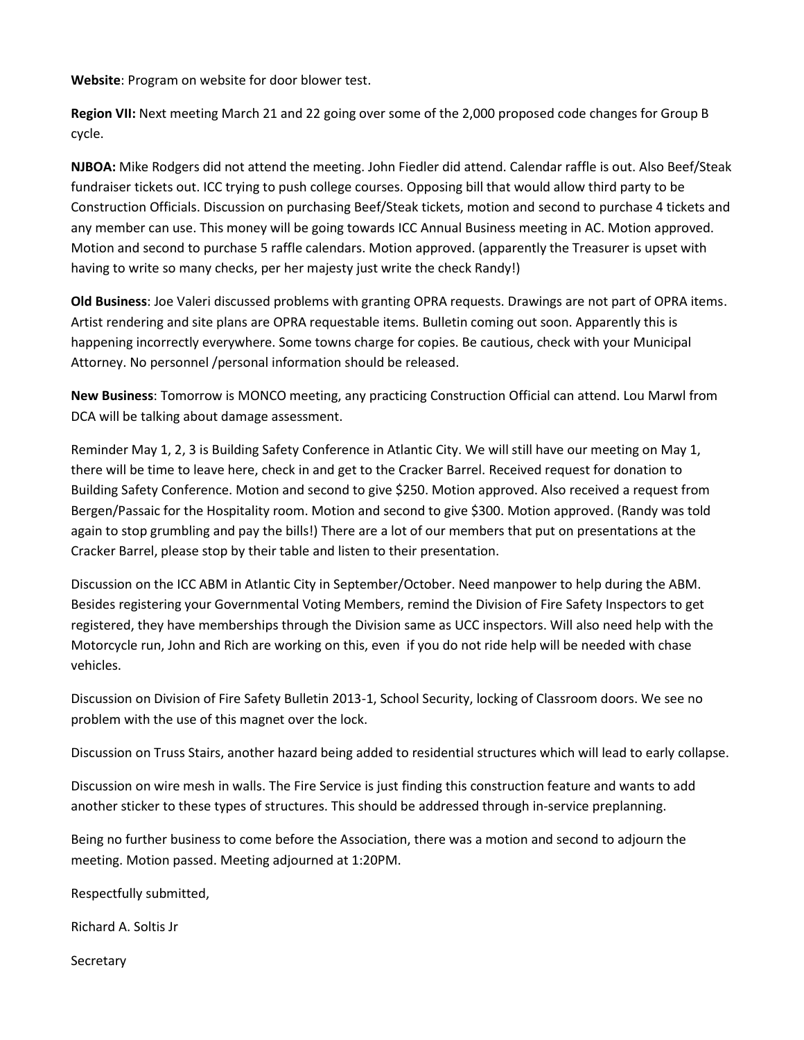**Website**: Program on website for door blower test.

**Region VII:** Next meeting March 21 and 22 going over some of the 2,000 proposed code changes for Group B cycle.

**NJBOA:** Mike Rodgers did not attend the meeting. John Fiedler did attend. Calendar raffle is out. Also Beef/Steak fundraiser tickets out. ICC trying to push college courses. Opposing bill that would allow third party to be Construction Officials. Discussion on purchasing Beef/Steak tickets, motion and second to purchase 4 tickets and any member can use. This money will be going towards ICC Annual Business meeting in AC. Motion approved. Motion and second to purchase 5 raffle calendars. Motion approved. (apparently the Treasurer is upset with having to write so many checks, per her majesty just write the check Randy!)

**Old Business**: Joe Valeri discussed problems with granting OPRA requests. Drawings are not part of OPRA items. Artist rendering and site plans are OPRA requestable items. Bulletin coming out soon. Apparently this is happening incorrectly everywhere. Some towns charge for copies. Be cautious, check with your Municipal Attorney. No personnel /personal information should be released.

**New Business**: Tomorrow is MONCO meeting, any practicing Construction Official can attend. Lou Marwl from DCA will be talking about damage assessment.

Reminder May 1, 2, 3 is Building Safety Conference in Atlantic City. We will still have our meeting on May 1, there will be time to leave here, check in and get to the Cracker Barrel. Received request for donation to Building Safety Conference. Motion and second to give $250. Motion approved. Also received a request from Bergen/Passaic for the Hospitality room. Motion and second to give $300. Motion approved. (Randy was told again to stop grumbling and pay the bills!) There are a lot of our members that put on presentations at the Cracker Barrel, please stop by their table and listen to their presentation.

Discussion on the ICC ABM in Atlantic City in September/October. Need manpower to help during the ABM. Besides registering your Governmental Voting Members, remind the Division of Fire Safety Inspectors to get registered, they have memberships through the Division same as UCC inspectors. Will also need help with the Motorcycle run, John and Rich are working on this, even if you do not ride help will be needed with chase vehicles.

Discussion on Division of Fire Safety Bulletin 2013-1, School Security, locking of Classroom doors. We see no problem with the use of this magnet over the lock.

Discussion on Truss Stairs, another hazard being added to residential structures which will lead to early collapse.

Discussion on wire mesh in walls. The Fire Service is just finding this construction feature and wants to add another sticker to these types of structures. This should be addressed through in-service preplanning.

Being no further business to come before the Association, there was a motion and second to adjourn the meeting. Motion passed. Meeting adjourned at 1:20PM.

Respectfully submitted,

Richard A. Soltis Jr

Secretary